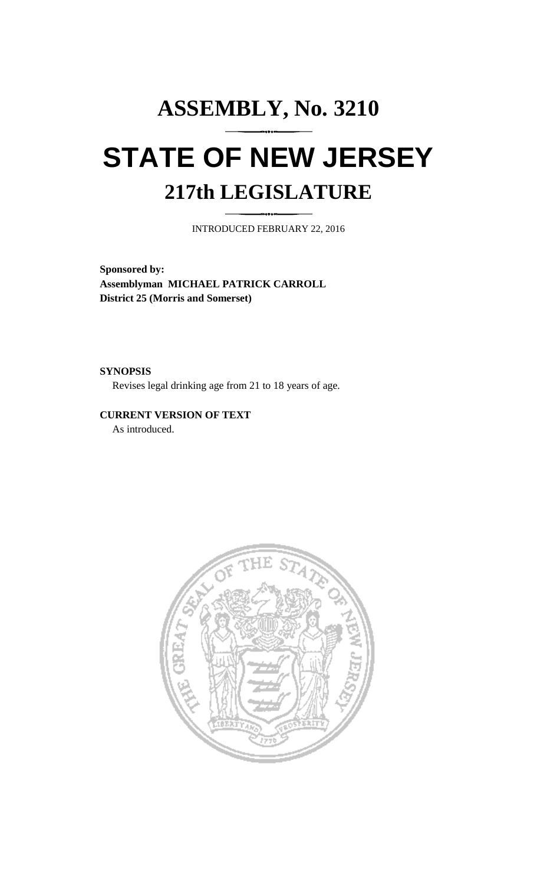# ASSEMBLY, No. 3210

# STATE OF NEW JERSEY

## 217th LEGISLATURE

INTRODUCED FEBRUARY 22, 2016

**Sponsored by:**
**Assemblyman MICHAEL PATRICK CARROLL**
**District 25 (Morris and Somerset)**

**SYNOPSIS**

Revises legal drinking age from 21 to 18 years of age.

**CURRENT VERSION OF TEXT**

As introduced.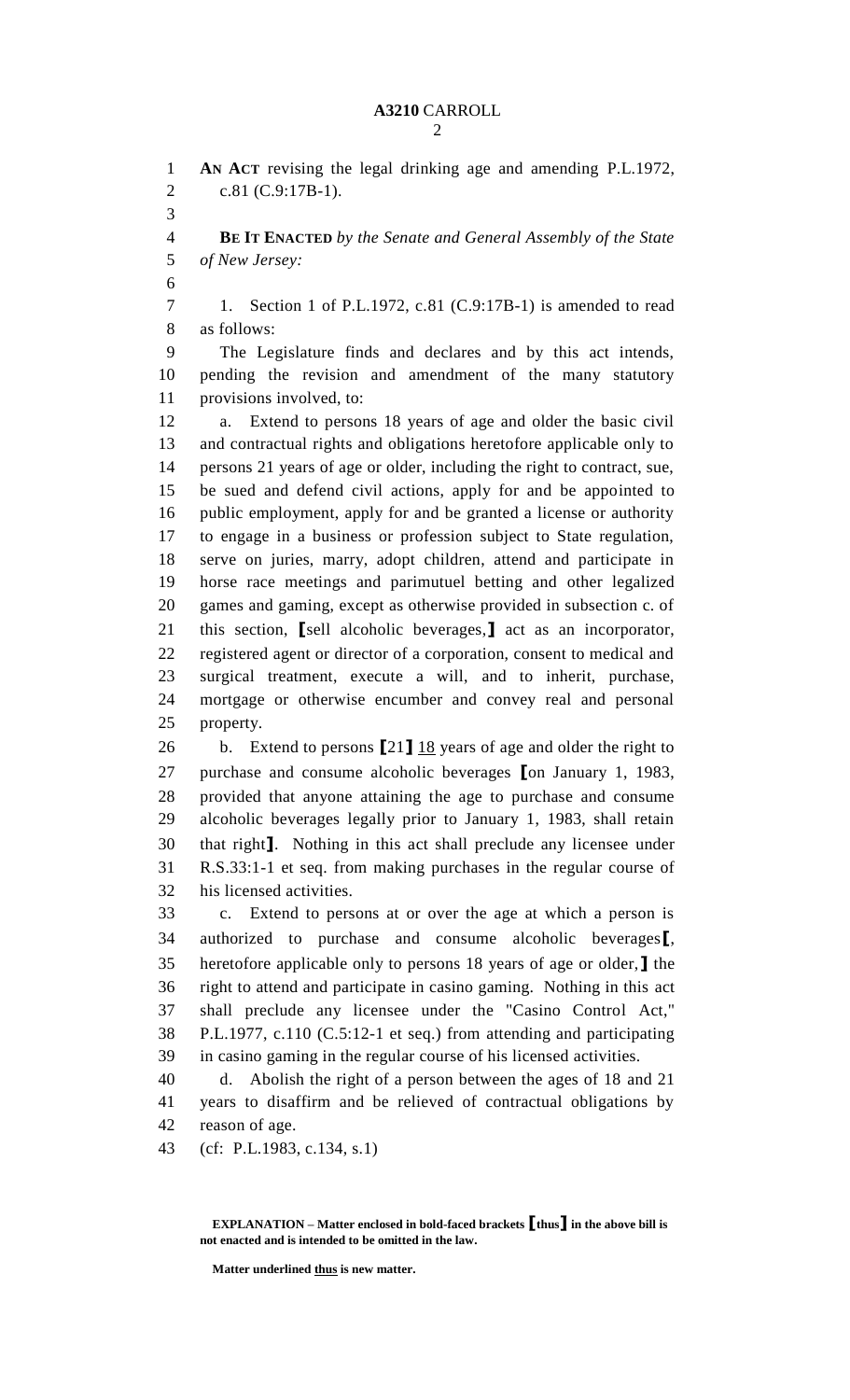AN ACT revising the legal drinking age and amending P.L.1972, c.81 (C.9:17B-1).

**BE IT ENACTED** *by the Senate and General Assembly of the State of New Jersey:*

1. Section 1 of P.L.1972, c.81 (C.9:17B-1) is amended to read as follows:

The Legislature finds and declares and by this act intends, pending the revision and amendment of the many statutory provisions involved, to:

a. Extend to persons 18 years of age and older the basic civil and contractual rights and obligations heretofore applicable only to persons 21 years of age or older, including the right to contract, sue, be sued and defend civil actions, apply for and be appointed to public employment, apply for and be granted a license or authority to engage in a business or profession subject to State regulation, serve on juries, marry, adopt children, attend and participate in horse race meetings and parimutuel betting and other legalized games and gaming, except as otherwise provided in subsection c. of this section, **[**sell alcoholic beverages,**]** act as an incorporator, registered agent or director of a corporation, consent to medical and surgical treatment, execute a will, and to inherit, purchase, mortgage or otherwise encumber and convey real and personal property.

b. Extend to persons **[**21**]** <u>18</u> years of age and older the right to purchase and consume alcoholic beverages **[**on January 1, 1983, provided that anyone attaining the age to purchase and consume alcoholic beverages legally prior to January 1, 1983, shall retain that right**]**. Nothing in this act shall preclude any licensee under R.S.33:1-1 et seq. from making purchases in the regular course of his licensed activities.

c. Extend to persons at or over the age at which a person is authorized to purchase and consume alcoholic beverages**[**, heretofore applicable only to persons 18 years of age or older,**]** the right to attend and participate in casino gaming. Nothing in this act shall preclude any licensee under the "Casino Control Act," P.L.1977, c.110 (C.5:12-1 et seq.) from attending and participating in casino gaming in the regular course of his licensed activities.

d. Abolish the right of a person between the ages of 18 and 21 years to disaffirm and be relieved of contractual obligations by reason of age.

(cf: P.L.1983, c.134, s.1)

**EXPLANATION – Matter enclosed in bold-faced brackets [thus] in the above bill is not enacted and is intended to be omitted in the law.**

**Matter underlined <u>thus</u> is new matter.**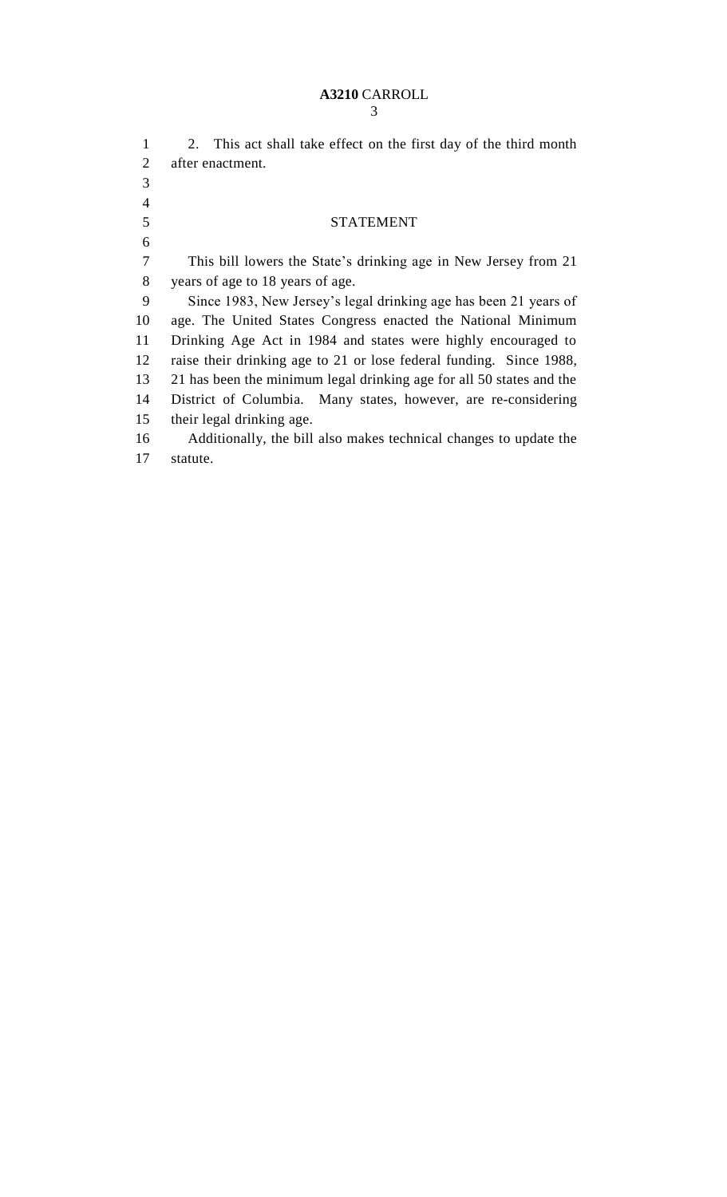2. This act shall take effect on the first day of the third month after enactment.

## STATEMENT

This bill lowers the State's drinking age in New Jersey from 21 years of age to 18 years of age.

Since 1983, New Jersey's legal drinking age has been 21 years of age. The United States Congress enacted the National Minimum Drinking Age Act in 1984 and states were highly encouraged to raise their drinking age to 21 or lose federal funding. Since 1988, 21 has been the minimum legal drinking age for all 50 states and the District of Columbia. Many states, however, are re-considering their legal drinking age.

Additionally, the bill also makes technical changes to update the statute.